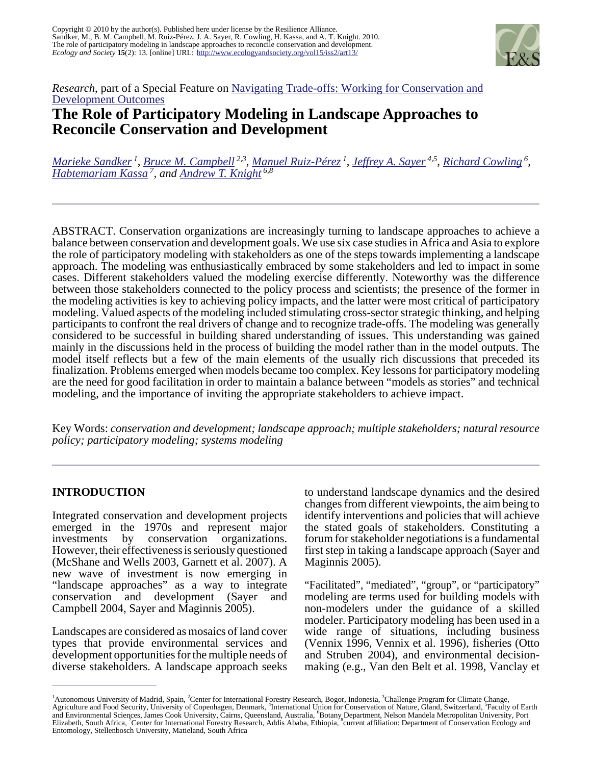*Research*, part of a Special Feature on Navigating Trade-offs: Working for Conservation and Development Outcomes

# The Role of Participatory Modeling in Landscape Approaches to Reconcile Conservation and Development

*Marieke Sandker*[1], *Bruce M. Campbell*[2,3], *Manuel Ruiz-Pérez*[1], *Jeffrey A. Sayer*[4,5], *Richard Cowling*[6], *Habtemariam Kassa*[7], *and Andrew T. Knight*[6,8]

ABSTRACT. Conservation organizations are increasingly turning to landscape approaches to achieve a balance between conservation and development goals. We use six case studies in Africa and Asia to explore the role of participatory modeling with stakeholders as one of the steps towards implementing a landscape approach. The modeling was enthusiastically embraced by some stakeholders and led to impact in some cases. Different stakeholders valued the modeling exercise differently. Noteworthy was the difference between those stakeholders connected to the policy process and scientists; the presence of the former in the modeling activities is key to achieving policy impacts, and the latter were most critical of participatory modeling. Valued aspects of the modeling included stimulating cross-sector strategic thinking, and helping participants to confront the real drivers of change and to recognize trade-offs. The modeling was generally considered to be successful in building shared understanding of issues. This understanding was gained mainly in the discussions held in the process of building the model rather than in the model outputs. The model itself reflects but a few of the main elements of the usually rich discussions that preceded its finalization. Problems emerged when models became too complex. Key lessons for participatory modeling are the need for good facilitation in order to maintain a balance between "models as stories" and technical modeling, and the importance of inviting the appropriate stakeholders to achieve impact.

Key Words: *conservation and development; landscape approach; multiple stakeholders; natural resource policy; participatory modeling; systems modeling*

## INTRODUCTION

Integrated conservation and development projects emerged in the 1970s and represent major investments by conservation organizations. However, their effectiveness is seriously questioned (McShane and Wells 2003, Garnett et al. 2007). A new wave of investment is now emerging in "landscape approaches" as a way to integrate conservation and development (Sayer and Campbell 2004, Sayer and Maginnis 2005).

Landscapes are considered as mosaics of land cover types that provide environmental services and development opportunities for the multiple needs of diverse stakeholders. A landscape approach seeks to understand landscape dynamics and the desired changes from different viewpoints, the aim being to identify interventions and policies that will achieve the stated goals of stakeholders. Constituting a forum for stakeholder negotiations is a fundamental first step in taking a landscape approach (Sayer and Maginnis 2005).

"Facilitated", "mediated", "group", or "participatory" modeling are terms used for building models with non-modelers under the guidance of a skilled modeler. Participatory modeling has been used in a wide range of situations, including business (Vennix 1996, Vennix et al. 1996), fisheries (Otto and Struben 2004), and environmental decision-making (e.g., Van den Belt et al. 1998, Vanclay et

[1]Autonomous University of Madrid, Spain, [2]Center for International Forestry Research, Bogor, Indonesia, [3]Challenge Program for Climate Change, Agriculture and Food Security, University of Copenhagen, Denmark, [4]International Union for Conservation of Nature, Gland, Switzerland, [5]Faculty of Earth and Environmental Sciences, James Cook University, Cairns, Queensland, Australia, [6]Botany Department, Nelson Mandela Metropolitan University, Port Elizabeth, South Africa, [7]Center for International Forestry Research, Addis Ababa, Ethiopia, [8]current affiliation: Department of Conservation Ecology and Entomology, Stellenbosch University, Matieland, South Africa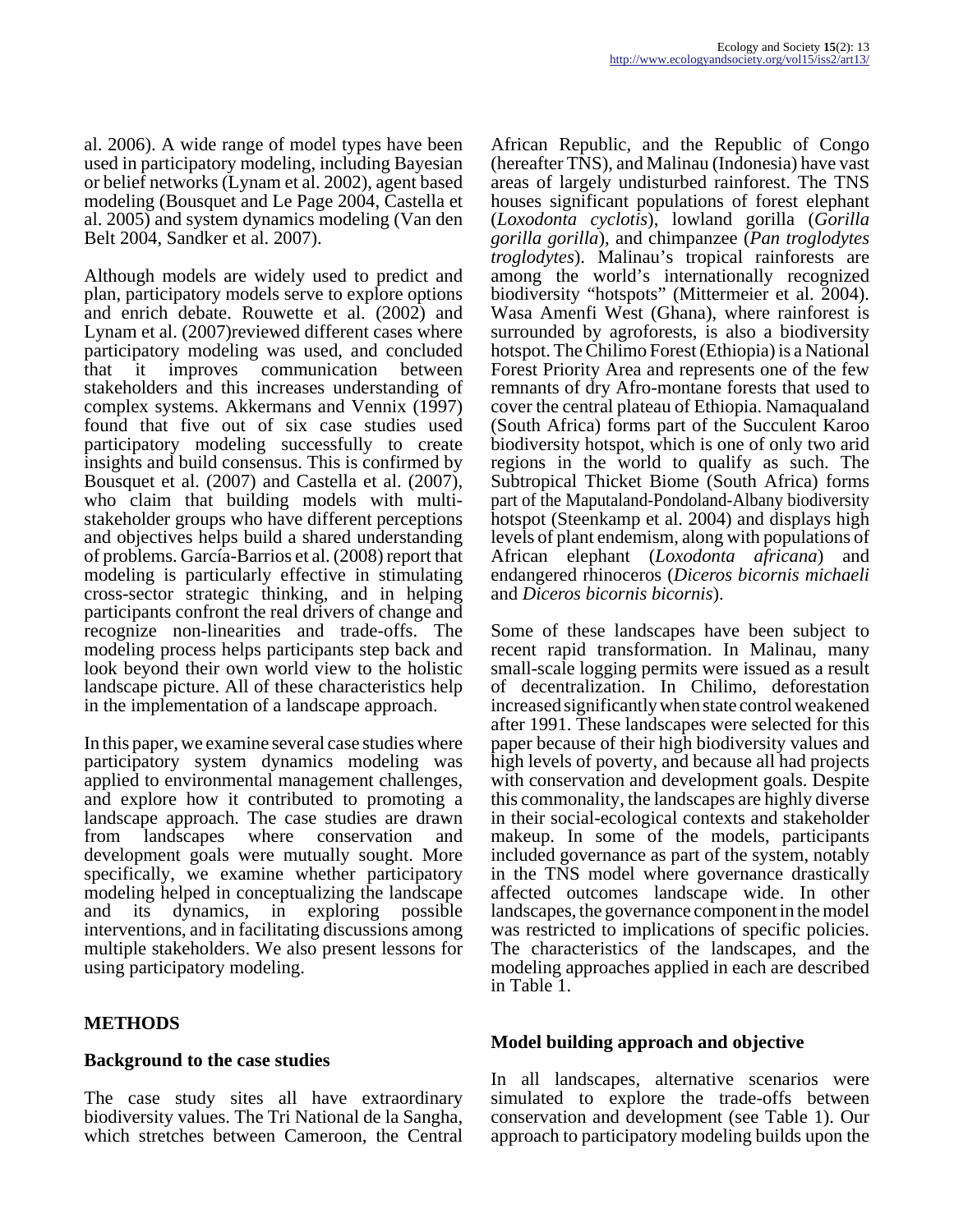al. 2006). A wide range of model types have been used in participatory modeling, including Bayesian or belief networks (Lynam et al. 2002), agent based modeling (Bousquet and Le Page 2004, Castella et al. 2005) and system dynamics modeling (Van den Belt 2004, Sandker et al. 2007).

Although models are widely used to predict and plan, participatory models serve to explore options and enrich debate. Rouwette et al. (2002) and Lynam et al. (2007)reviewed different cases where participatory modeling was used, and concluded that it improves communication between stakeholders and this increases understanding of complex systems. Akkermans and Vennix (1997) found that five out of six case studies used participatory modeling successfully to create insights and build consensus. This is confirmed by Bousquet et al. (2007) and Castella et al. (2007), who claim that building models with multi-stakeholder groups who have different perceptions and objectives helps build a shared understanding of problems. García-Barrios et al. (2008) report that modeling is particularly effective in stimulating cross-sector strategic thinking, and in helping participants confront the real drivers of change and recognize non-linearities and trade-offs. The modeling process helps participants step back and look beyond their own world view to the holistic landscape picture. All of these characteristics help in the implementation of a landscape approach.

In this paper, we examine several case studies where participatory system dynamics modeling was applied to environmental management challenges, and explore how it contributed to promoting a landscape approach. The case studies are drawn from landscapes where conservation and development goals were mutually sought. More specifically, we examine whether participatory modeling helped in conceptualizing the landscape and its dynamics, in exploring possible interventions, and in facilitating discussions among multiple stakeholders. We also present lessons for using participatory modeling.

## METHODS

### Background to the case studies

The case study sites all have extraordinary biodiversity values. The Tri National de la Sangha, which stretches between Cameroon, the Central African Republic, and the Republic of Congo (hereafter TNS), and Malinau (Indonesia) have vast areas of largely undisturbed rainforest. The TNS houses significant populations of forest elephant (*Loxodonta cyclotis*), lowland gorilla (*Gorilla gorilla gorilla*), and chimpanzee (*Pan troglodytes troglodytes*). Malinau's tropical rainforests are among the world's internationally recognized biodiversity "hotspots" (Mittermeier et al. 2004). Wasa Amenfi West (Ghana), where rainforest is surrounded by agroforests, is also a biodiversity hotspot. The Chilimo Forest (Ethiopia) is a National Forest Priority Area and represents one of the few remnants of dry Afro-montane forests that used to cover the central plateau of Ethiopia. Namaqualand (South Africa) forms part of the Succulent Karoo biodiversity hotspot, which is one of only two arid regions in the world to qualify as such. The Subtropical Thicket Biome (South Africa) forms part of the Maputaland-Pondoland-Albany biodiversity hotspot (Steenkamp et al. 2004) and displays high levels of plant endemism, along with populations of African elephant (*Loxodonta africana*) and endangered rhinoceros (*Diceros bicornis michaeli* and *Diceros bicornis bicornis*).

Some of these landscapes have been subject to recent rapid transformation. In Malinau, many small-scale logging permits were issued as a result of decentralization. In Chilimo, deforestation increased significantly when state control weakened after 1991. These landscapes were selected for this paper because of their high biodiversity values and high levels of poverty, and because all had projects with conservation and development goals. Despite this commonality, the landscapes are highly diverse in their social-ecological contexts and stakeholder makeup. In some of the models, participants included governance as part of the system, notably in the TNS model where governance drastically affected outcomes landscape wide. In other landscapes, the governance component in the model was restricted to implications of specific policies. The characteristics of the landscapes, and the modeling approaches applied in each are described in Table 1.

### Model building approach and objective

In all landscapes, alternative scenarios were simulated to explore the trade-offs between conservation and development (see Table 1). Our approach to participatory modeling builds upon the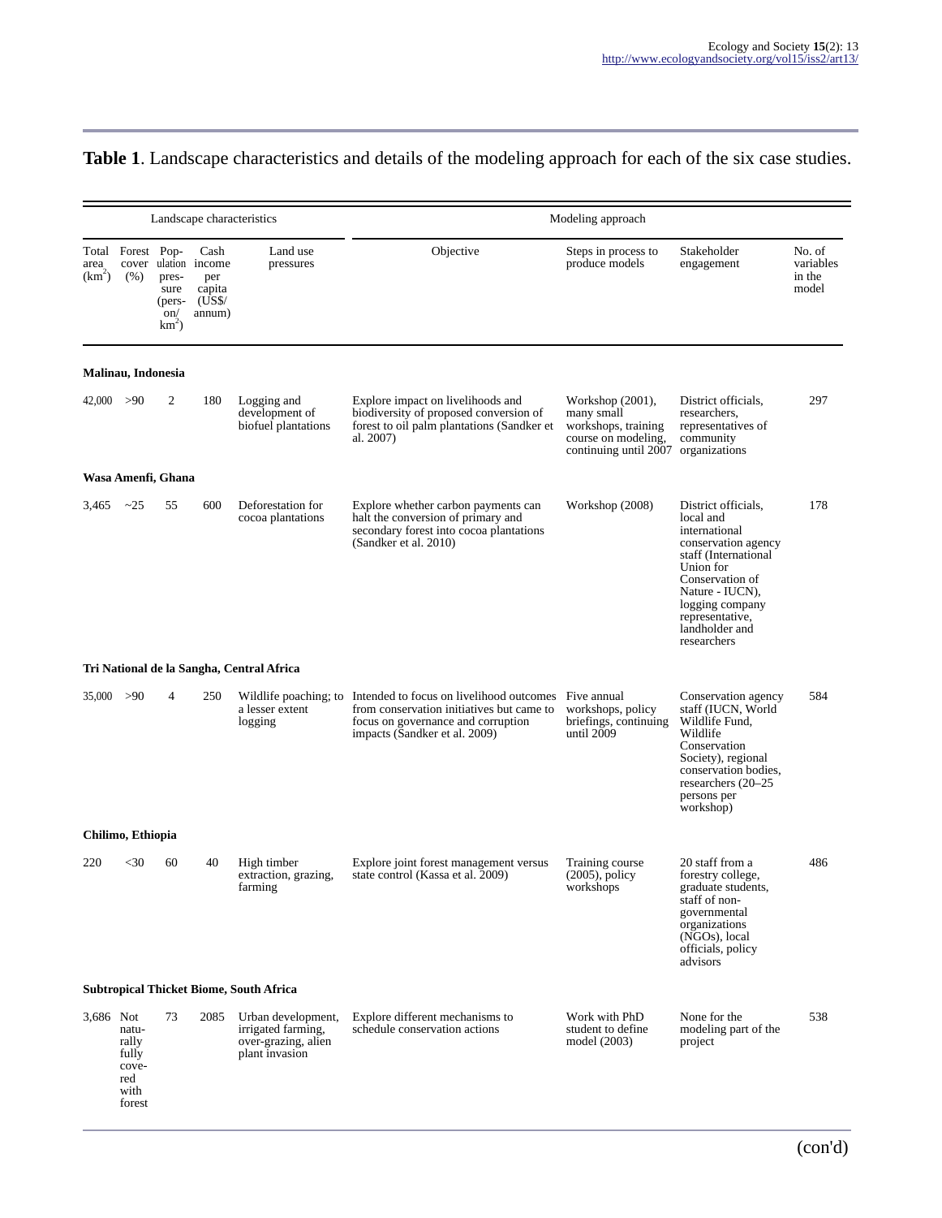**Table 1**. Landscape characteristics and details of the modeling approach for each of the six case studies.

| Landscape characteristics | | | | | Modeling approach | | | |
|---|---|---|---|---|---|---|---|---|
| Total area ($km^2$) | Forest cover (%) | Population pressure (person/$km^2$) | Cash income per capita (US$/annum) | Land use pressures | Objective | Steps in process to produce models | Stakeholder engagement | No. of variables in the model |
| **Malinau, Indonesia** | | | | | | | | |
| 42,000 | >90 | 2 | 180 | Logging and development of biofuel plantations | Explore impact on livelihoods and biodiversity of proposed conversion of forest to oil palm plantations (Sandker et al. 2007) | Workshop (2001), many small workshops, training course on modeling, continuing until 2007 | District officials, researchers, representatives of community organizations | 297 |
| **Wasa Amenfi, Ghana** | | | | | | | | |
| 3,465 | ~25 | 55 | 600 | Deforestation for cocoa plantations | Explore whether carbon payments can halt the conversion of primary and secondary forest into cocoa plantations (Sandker et al. 2010) | Workshop (2008) | District officials, local and international conservation agency staff (International Union for Conservation of Nature - IUCN), logging company representative, landholder and researchers | 178 |
| **Tri National de la Sangha, Central Africa** | | | | | | | | |
| 35,000 | >90 | 4 | 250 | Wildlife poaching; to a lesser extent logging | Intended to focus on livelihood outcomes from conservation initiatives but came to focus on governance and corruption impacts (Sandker et al. 2009) | Five annual workshops, policy briefings, continuing until 2009 | Conservation agency staff (IUCN, World Wildlife Fund, Wildlife Conservation Society), regional conservation bodies, researchers (20–25 persons per workshop) | 584 |
| **Chilimo, Ethiopia** | | | | | | | | |
| 220 | <30 | 60 | 40 | High timber extraction, grazing, farming | Explore joint forest management versus state control (Kassa et al. 2009) | Training course (2005), policy workshops | 20 staff from a forestry college, graduate students, staff of non-governmental organizations (NGOs), local officials, policy advisors | 486 |
| **Subtropical Thicket Biome, South Africa** | | | | | | | | |
| 3,686 | Not naturally fully covered with forest | 73 | 2085 | Urban development, irrigated farming, over-grazing, alien plant invasion | Explore different mechanisms to schedule conservation actions | Work with PhD student to define model (2003) | None for the modeling part of the project | 538 |

(con'd)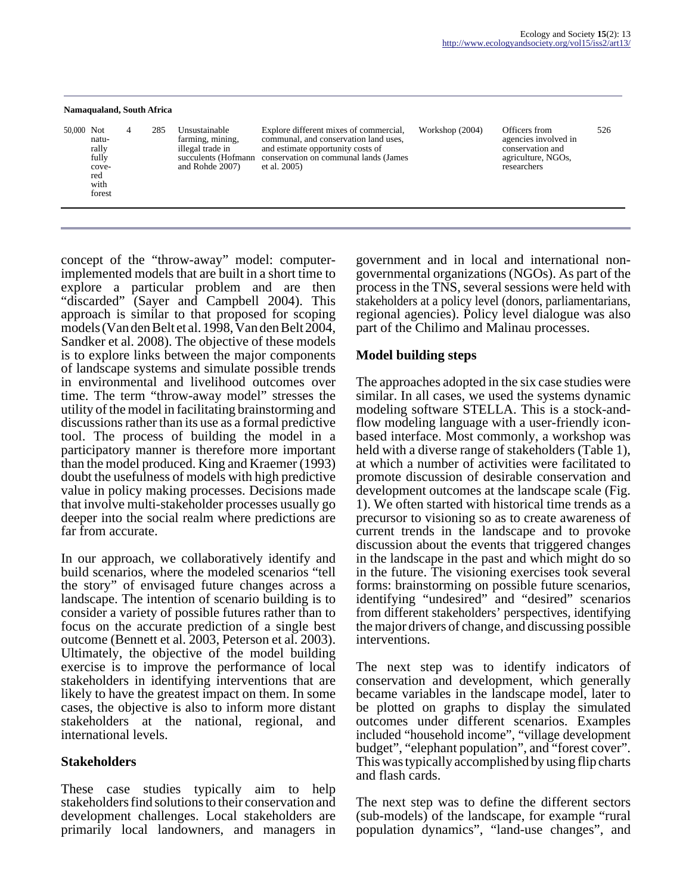| | | | | | | | | |
|---|---|---|---|---|---|---|---|---|
| **Namaqualand, South Africa** | | | | | | | | |
| 50,000 | Not naturally fully covered with forest | 4 | 285 | Unsustainable farming, mining, illegal trade in succulents (Hofmann and Rohde 2007) | Explore different mixes of commercial, communal, and conservation land uses, and estimate opportunity costs of conservation on communal lands (James et al. 2005) | Workshop (2004) | Officers from agencies involved in conservation and agriculture, NGOs, researchers | 526 |

concept of the "throw-away" model: computer-implemented models that are built in a short time to explore a particular problem and are then "discarded" (Sayer and Campbell 2004). This approach is similar to that proposed for scoping models (Van den Belt et al. 1998, Van den Belt 2004, Sandker et al. 2008). The objective of these models is to explore links between the major components of landscape systems and simulate possible trends in environmental and livelihood outcomes over time. The term "throw-away model" stresses the utility of the model in facilitating brainstorming and discussions rather than its use as a formal predictive tool. The process of building the model in a participatory manner is therefore more important than the model produced. King and Kraemer (1993) doubt the usefulness of models with high predictive value in policy making processes. Decisions made that involve multi-stakeholder processes usually go deeper into the social realm where predictions are far from accurate.

In our approach, we collaboratively identify and build scenarios, where the modeled scenarios "tell the story" of envisaged future changes across a landscape. The intention of scenario building is to consider a variety of possible futures rather than to focus on the accurate prediction of a single best outcome (Bennett et al. 2003, Peterson et al. 2003). Ultimately, the objective of the model building exercise is to improve the performance of local stakeholders in identifying interventions that are likely to have the greatest impact on them. In some cases, the objective is also to inform more distant stakeholders at the national, regional, and international levels.

## Stakeholders

These case studies typically aim to help stakeholders find solutions to their conservation and development challenges. Local stakeholders are primarily local landowners, and managers in government and in local and international non-governmental organizations (NGOs). As part of the process in the TNS, several sessions were held with stakeholders at a policy level (donors, parliamentarians, regional agencies). Policy level dialogue was also part of the Chilimo and Malinau processes.

## Model building steps

The approaches adopted in the six case studies were similar. In all cases, we used the systems dynamic modeling software STELLA. This is a stock-and-flow modeling language with a user-friendly icon-based interface. Most commonly, a workshop was held with a diverse range of stakeholders (Table 1), at which a number of activities were facilitated to promote discussion of desirable conservation and development outcomes at the landscape scale (Fig. 1). We often started with historical time trends as a precursor to visioning so as to create awareness of current trends in the landscape and to provoke discussion about the events that triggered changes in the landscape in the past and which might do so in the future. The visioning exercises took several forms: brainstorming on possible future scenarios, identifying "undesired" and "desired" scenarios from different stakeholders' perspectives, identifying the major drivers of change, and discussing possible interventions.

The next step was to identify indicators of conservation and development, which generally became variables in the landscape model, later to be plotted on graphs to display the simulated outcomes under different scenarios. Examples included "household income", "village development budget", "elephant population", and "forest cover". This was typically accomplished by using flip charts and flash cards.

The next step was to define the different sectors (sub-models) of the landscape, for example "rural population dynamics", "land-use changes", and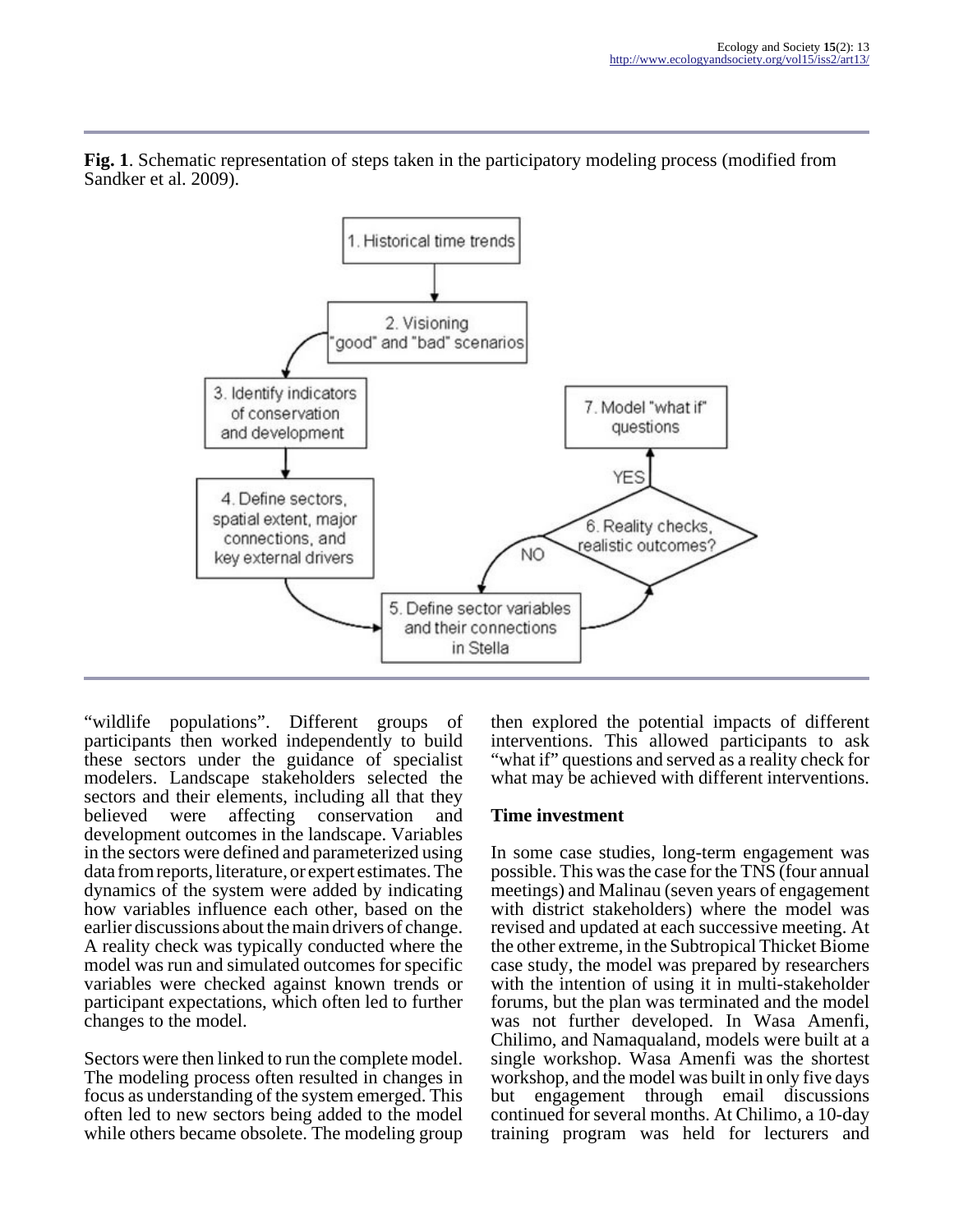**Fig. 1**. Schematic representation of steps taken in the participatory modeling process (modified from Sandker et al. 2009).

"wildlife populations". Different groups of participants then worked independently to build these sectors under the guidance of specialist modelers. Landscape stakeholders selected the sectors and their elements, including all that they believed were affecting conservation and development outcomes in the landscape. Variables in the sectors were defined and parameterized using data from reports, literature, or expert estimates. The dynamics of the system were added by indicating how variables influence each other, based on the earlier discussions about the main drivers of change. A reality check was typically conducted where the model was run and simulated outcomes for specific variables were checked against known trends or participant expectations, which often led to further changes to the model.

Sectors were then linked to run the complete model. The modeling process often resulted in changes in focus as understanding of the system emerged. This often led to new sectors being added to the model while others became obsolete. The modeling group then explored the potential impacts of different interventions. This allowed participants to ask "what if" questions and served as a reality check for what may be achieved with different interventions.

### Time investment

In some case studies, long-term engagement was possible. This was the case for the TNS (four annual meetings) and Malinau (seven years of engagement with district stakeholders) where the model was revised and updated at each successive meeting. At the other extreme, in the Subtropical Thicket Biome case study, the model was prepared by researchers with the intention of using it in multi-stakeholder forums, but the plan was terminated and the model was not further developed. In Wasa Amenfi, Chilimo, and Namaqualand, models were built at a single workshop. Wasa Amenfi was the shortest workshop, and the model was built in only five days but engagement through email discussions continued for several months. At Chilimo, a 10-day training program was held for lecturers and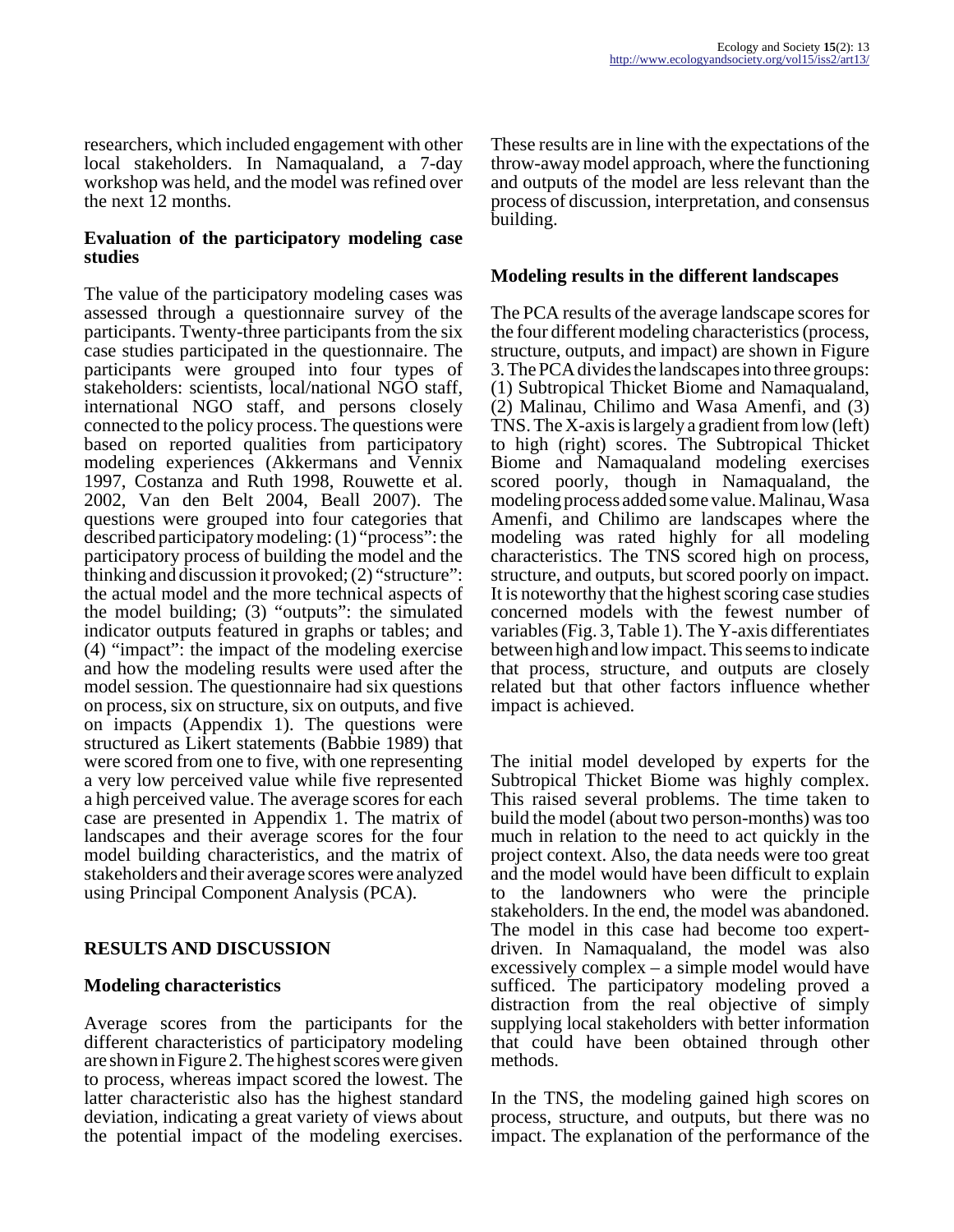researchers, which included engagement with other local stakeholders. In Namaqualand, a 7-day workshop was held, and the model was refined over the next 12 months.

### Evaluation of the participatory modeling case studies

The value of the participatory modeling cases was assessed through a questionnaire survey of the participants. Twenty-three participants from the six case studies participated in the questionnaire. The participants were grouped into four types of stakeholders: scientists, local/national NGO staff, international NGO staff, and persons closely connected to the policy process. The questions were based on reported qualities from participatory modeling experiences (Akkermans and Vennix 1997, Costanza and Ruth 1998, Rouwette et al. 2002, Van den Belt 2004, Beall 2007). The questions were grouped into four categories that described participatory modeling: (1) "process": the participatory process of building the model and the thinking and discussion it provoked; (2) "structure": the actual model and the more technical aspects of the model building; (3) "outputs": the simulated indicator outputs featured in graphs or tables; and (4) "impact": the impact of the modeling exercise and how the modeling results were used after the model session. The questionnaire had six questions on process, six on structure, six on outputs, and five on impacts (Appendix 1). The questions were structured as Likert statements (Babbie 1989) that were scored from one to five, with one representing a very low perceived value while five represented a high perceived value. The average scores for each case are presented in Appendix 1. The matrix of landscapes and their average scores for the four model building characteristics, and the matrix of stakeholders and their average scores were analyzed using Principal Component Analysis (PCA).

## RESULTS AND DISCUSSION

### Modeling characteristics

Average scores from the participants for the different characteristics of participatory modeling are shown in Figure 2. The highest scores were given to process, whereas impact scored the lowest. The latter characteristic also has the highest standard deviation, indicating a great variety of views about the potential impact of the modeling exercises. These results are in line with the expectations of the throw-away model approach, where the functioning and outputs of the model are less relevant than the process of discussion, interpretation, and consensus building.

### Modeling results in the different landscapes

The PCA results of the average landscape scores for the four different modeling characteristics (process, structure, outputs, and impact) are shown in Figure 3. The PCA divides the landscapes into three groups: (1) Subtropical Thicket Biome and Namaqualand, (2) Malinau, Chilimo and Wasa Amenfi, and (3) TNS. The X-axis is largely a gradient from low (left) to high (right) scores. The Subtropical Thicket Biome and Namaqualand modeling exercises scored poorly, though in Namaqualand, the modeling process added some value. Malinau, Wasa Amenfi, and Chilimo are landscapes where the modeling was rated highly for all modeling characteristics. The TNS scored high on process, structure, and outputs, but scored poorly on impact. It is noteworthy that the highest scoring case studies concerned models with the fewest number of variables (Fig. 3, Table 1). The Y-axis differentiates between high and low impact. This seems to indicate that process, structure, and outputs are closely related but that other factors influence whether impact is achieved.

The initial model developed by experts for the Subtropical Thicket Biome was highly complex. This raised several problems. The time taken to build the model (about two person-months) was too much in relation to the need to act quickly in the project context. Also, the data needs were too great and the model would have been difficult to explain to the landowners who were the principle stakeholders. In the end, the model was abandoned. The model in this case had become too expert-driven. In Namaqualand, the model was also excessively complex – a simple model would have sufficed. The participatory modeling proved a distraction from the real objective of simply supplying local stakeholders with better information that could have been obtained through other methods.

In the TNS, the modeling gained high scores on process, structure, and outputs, but there was no impact. The explanation of the performance of the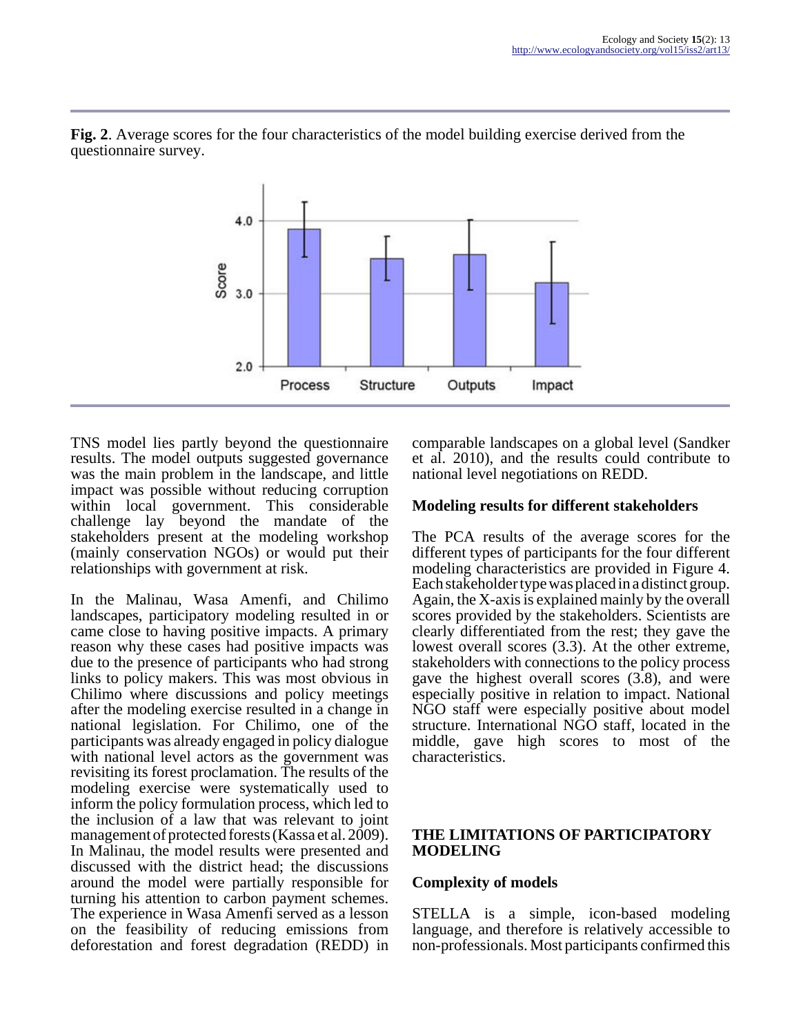**Fig. 2**. Average scores for the four characteristics of the model building exercise derived from the questionnaire survey.

TNS model lies partly beyond the questionnaire results. The model outputs suggested governance was the main problem in the landscape, and little impact was possible without reducing corruption within local government. This considerable challenge lay beyond the mandate of the stakeholders present at the modeling workshop (mainly conservation NGOs) or would put their relationships with government at risk.

In the Malinau, Wasa Amenfi, and Chilimo landscapes, participatory modeling resulted in or came close to having positive impacts. A primary reason why these cases had positive impacts was due to the presence of participants who had strong links to policy makers. This was most obvious in Chilimo where discussions and policy meetings after the modeling exercise resulted in a change in national legislation. For Chilimo, one of the participants was already engaged in policy dialogue with national level actors as the government was revisiting its forest proclamation. The results of the modeling exercise were systematically used to inform the policy formulation process, which led to the inclusion of a law that was relevant to joint management of protected forests (Kassa et al. 2009). In Malinau, the model results were presented and discussed with the district head; the discussions around the model were partially responsible for turning his attention to carbon payment schemes. The experience in Wasa Amenfi served as a lesson on the feasibility of reducing emissions from deforestation and forest degradation (REDD) in comparable landscapes on a global level (Sandker et al. 2010), and the results could contribute to national level negotiations on REDD.

### Modeling results for different stakeholders

The PCA results of the average scores for the different types of participants for the four different modeling characteristics are provided in Figure 4. Each stakeholder type was placed in a distinct group. Again, the X-axis is explained mainly by the overall scores provided by the stakeholders. Scientists are clearly differentiated from the rest; they gave the lowest overall scores (3.3). At the other extreme, stakeholders with connections to the policy process gave the highest overall scores (3.8), and were especially positive in relation to impact. National NGO staff were especially positive about model structure. International NGO staff, located in the middle, gave high scores to most of the characteristics.

## THE LIMITATIONS OF PARTICIPATORY MODELING

### Complexity of models

STELLA is a simple, icon-based modeling language, and therefore is relatively accessible to non-professionals. Most participants confirmed this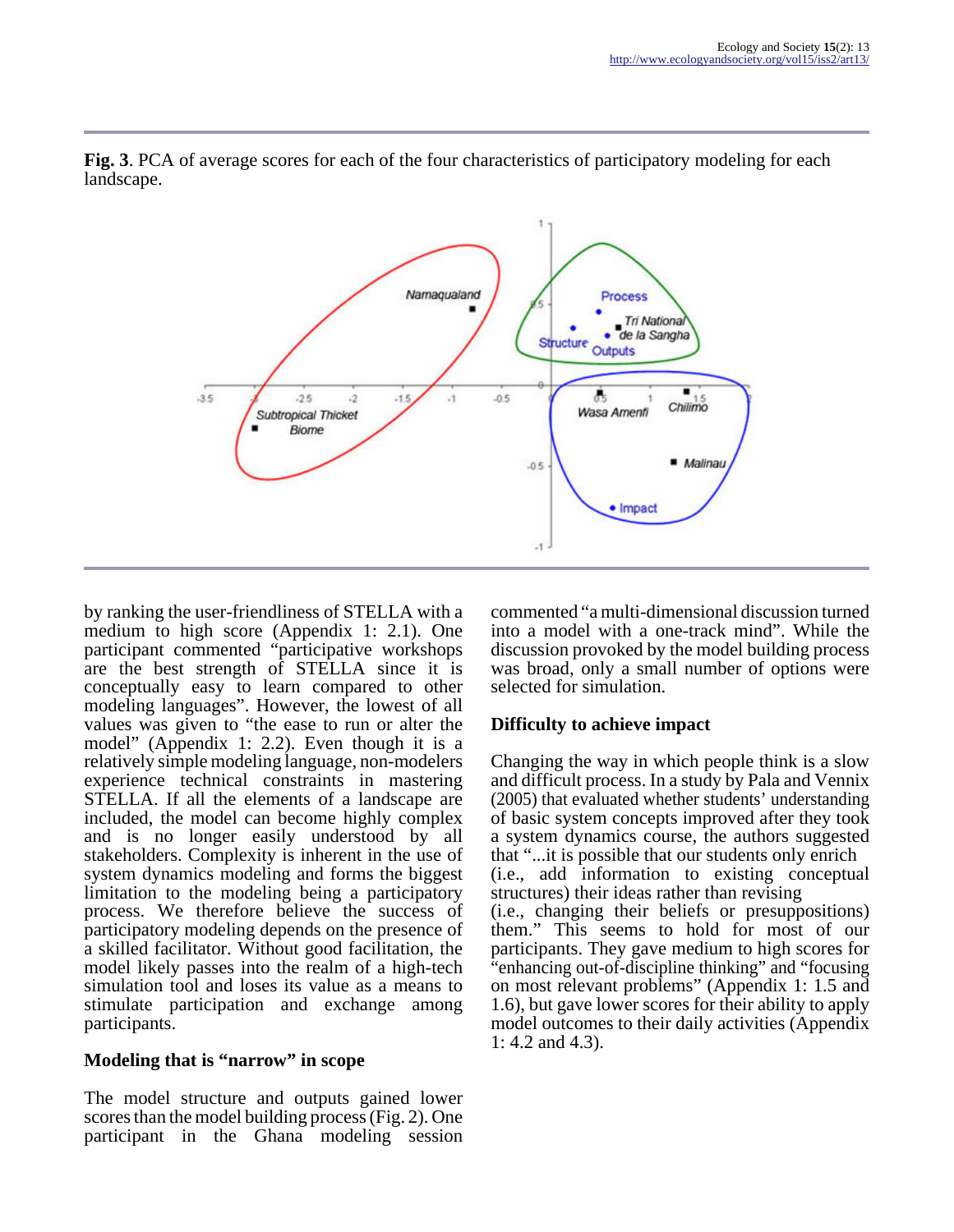**Fig. 3**. PCA of average scores for each of the four characteristics of participatory modeling for each landscape.

Namaqualand
Process
Tri National de la Sangha
Structure
Outputs
Subtropical Thicket Biome
Wasa Amenfi
Chilimo
Malinau
Impact

-3.5 -2.5 -2 -1.5 -1 -0.5 0 0.5 1 1.5
1 0.5 0 -0.5 -1

by ranking the user-friendliness of STELLA with a medium to high score (Appendix 1: 2.1). One participant commented "participative workshops are the best strength of STELLA since it is conceptually easy to learn compared to other modeling languages". However, the lowest of all values was given to "the ease to run or alter the model" (Appendix 1: 2.2). Even though it is a relatively simple modeling language, non-modelers experience technical constraints in mastering STELLA. If all the elements of a landscape are included, the model can become highly complex and is no longer easily understood by all stakeholders. Complexity is inherent in the use of system dynamics modeling and forms the biggest limitation to the modeling being a participatory process. We therefore believe the success of participatory modeling depends on the presence of a skilled facilitator. Without good facilitation, the model likely passes into the realm of a high-tech simulation tool and loses its value as a means to stimulate participation and exchange among participants.

### Modeling that is "narrow" in scope

The model structure and outputs gained lower scores than the model building process (Fig. 2). One participant in the Ghana modeling session commented "a multi-dimensional discussion turned into a model with a one-track mind". While the discussion provoked by the model building process was broad, only a small number of options were selected for simulation.

### Difficulty to achieve impact

Changing the way in which people think is a slow and difficult process. In a study by Pala and Vennix (2005) that evaluated whether students' understanding of basic system concepts improved after they took a system dynamics course, the authors suggested that "...it is possible that our students only enrich (i.e., add information to existing conceptual structures) their ideas rather than revising (i.e., changing their beliefs or presuppositions) them." This seems to hold for most of our participants. They gave medium to high scores for "enhancing out-of-discipline thinking" and "focusing on most relevant problems" (Appendix 1: 1.5 and 1.6), but gave lower scores for their ability to apply model outcomes to their daily activities (Appendix 1: 4.2 and 4.3).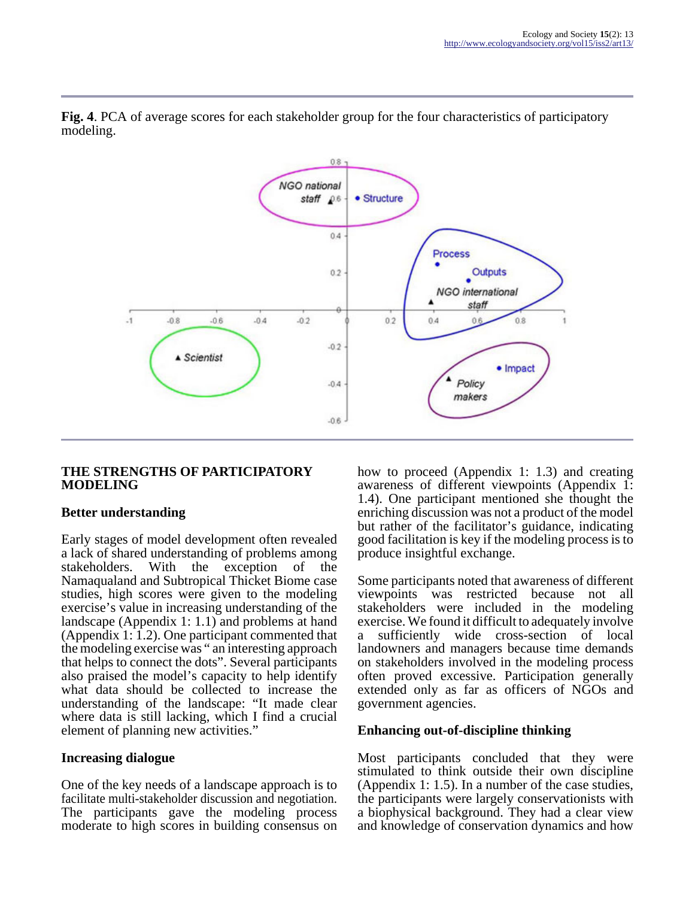**Fig. 4**. PCA of average scores for each stakeholder group for the four characteristics of participatory modeling.

## THE STRENGTHS OF PARTICIPATORY MODELING

### Better understanding

Early stages of model development often revealed a lack of shared understanding of problems among stakeholders. With the exception of the Namaqualand and Subtropical Thicket Biome case studies, high scores were given to the modeling exercise's value in increasing understanding of the landscape (Appendix 1: 1.1) and problems at hand (Appendix 1: 1.2). One participant commented that the modeling exercise was " an interesting approach that helps to connect the dots". Several participants also praised the model's capacity to help identify what data should be collected to increase the understanding of the landscape: "It made clear where data is still lacking, which I find a crucial element of planning new activities."

### Increasing dialogue

One of the key needs of a landscape approach is to facilitate multi-stakeholder discussion and negotiation. The participants gave the modeling process moderate to high scores in building consensus on how to proceed (Appendix 1: 1.3) and creating awareness of different viewpoints (Appendix 1: 1.4). One participant mentioned she thought the enriching discussion was not a product of the model but rather of the facilitator's guidance, indicating good facilitation is key if the modeling process is to produce insightful exchange.

Some participants noted that awareness of different viewpoints was restricted because not all stakeholders were included in the modeling exercise. We found it difficult to adequately involve a sufficiently wide cross-section of local landowners and managers because time demands on stakeholders involved in the modeling process often proved excessive. Participation generally extended only as far as officers of NGOs and government agencies.

### Enhancing out-of-discipline thinking

Most participants concluded that they were stimulated to think outside their own discipline (Appendix 1: 1.5). In a number of the case studies, the participants were largely conservationists with a biophysical background. They had a clear view and knowledge of conservation dynamics and how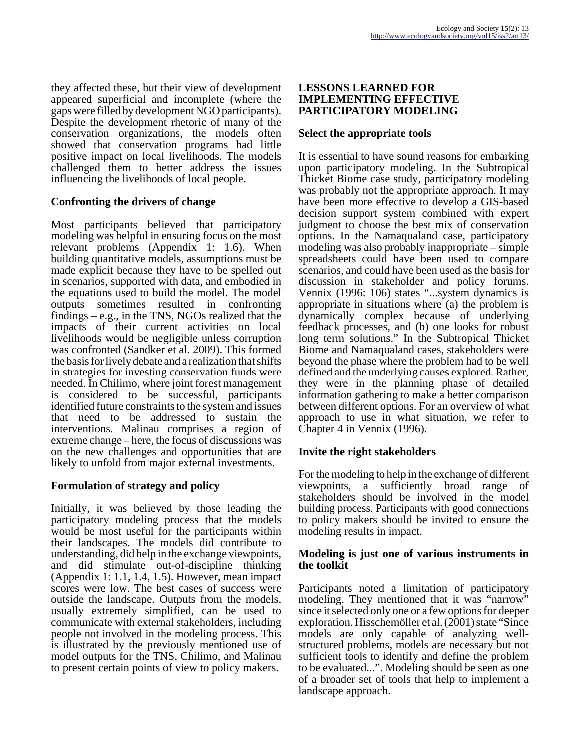they affected these, but their view of development appeared superficial and incomplete (where the gaps were filled by development NGO participants). Despite the development rhetoric of many of the conservation organizations, the models often showed that conservation programs had little positive impact on local livelihoods. The models challenged them to better address the issues influencing the livelihoods of local people.

### Confronting the drivers of change

Most participants believed that participatory modeling was helpful in ensuring focus on the most relevant problems (Appendix 1: 1.6). When building quantitative models, assumptions must be made explicit because they have to be spelled out in scenarios, supported with data, and embodied in the equations used to build the model. The model outputs sometimes resulted in confronting findings – e.g., in the TNS, NGOs realized that the impacts of their current activities on local livelihoods would be negligible unless corruption was confronted (Sandker et al. 2009). This formed the basis for lively debate and a realization that shifts in strategies for investing conservation funds were needed. In Chilimo, where joint forest management is considered to be successful, participants identified future constraints to the system and issues that need to be addressed to sustain the interventions. Malinau comprises a region of extreme change – here, the focus of discussions was on the new challenges and opportunities that are likely to unfold from major external investments.

### Formulation of strategy and policy

Initially, it was believed by those leading the participatory modeling process that the models would be most useful for the participants within their landscapes. The models did contribute to understanding, did help in the exchange viewpoints, and did stimulate out-of-discipline thinking (Appendix 1: 1.1, 1.4, 1.5). However, mean impact scores were low. The best cases of success were outside the landscape. Outputs from the models, usually extremely simplified, can be used to communicate with external stakeholders, including people not involved in the modeling process. This is illustrated by the previously mentioned use of model outputs for the TNS, Chilimo, and Malinau to present certain points of view to policy makers.

## LESSONS LEARNED FOR IMPLEMENTING EFFECTIVE PARTICIPATORY MODELING

### Select the appropriate tools

It is essential to have sound reasons for embarking upon participatory modeling. In the Subtropical Thicket Biome case study, participatory modeling was probably not the appropriate approach. It may have been more effective to develop a GIS-based decision support system combined with expert judgment to choose the best mix of conservation options. In the Namaqualand case, participatory modeling was also probably inappropriate – simple spreadsheets could have been used to compare scenarios, and could have been used as the basis for discussion in stakeholder and policy forums. Vennix (1996: 106) states "...system dynamics is appropriate in situations where (a) the problem is dynamically complex because of underlying feedback processes, and (b) one looks for robust long term solutions." In the Subtropical Thicket Biome and Namaqualand cases, stakeholders were beyond the phase where the problem had to be well defined and the underlying causes explored. Rather, they were in the planning phase of detailed information gathering to make a better comparison between different options. For an overview of what approach to use in what situation, we refer to Chapter 4 in Vennix (1996).

### Invite the right stakeholders

For the modeling to help in the exchange of different viewpoints, a sufficiently broad range of stakeholders should be involved in the model building process. Participants with good connections to policy makers should be invited to ensure the modeling results in impact.

### Modeling is just one of various instruments in the toolkit

Participants noted a limitation of participatory modeling. They mentioned that it was "narrow" since it selected only one or a few options for deeper exploration. Hisschemöller et al. (2001) state "Since models are only capable of analyzing well-structured problems, models are necessary but not sufficient tools to identify and define the problem to be evaluated...". Modeling should be seen as one of a broader set of tools that help to implement a landscape approach.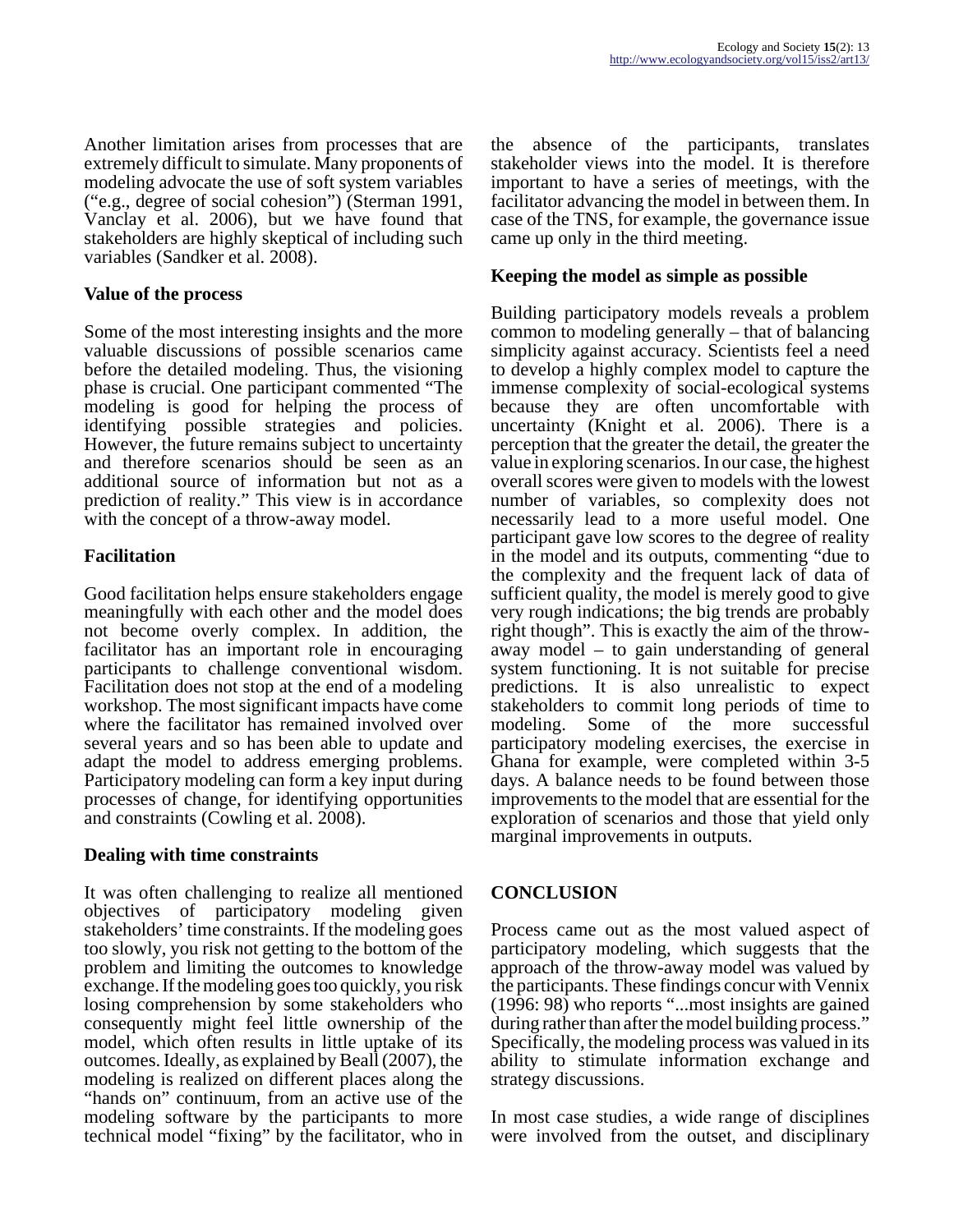Another limitation arises from processes that are extremely difficult to simulate. Many proponents of modeling advocate the use of soft system variables ("e.g., degree of social cohesion") (Sterman 1991, Vanclay et al. 2006), but we have found that stakeholders are highly skeptical of including such variables (Sandker et al. 2008).

### Value of the process

Some of the most interesting insights and the more valuable discussions of possible scenarios came before the detailed modeling. Thus, the visioning phase is crucial. One participant commented "The modeling is good for helping the process of identifying possible strategies and policies. However, the future remains subject to uncertainty and therefore scenarios should be seen as an additional source of information but not as a prediction of reality." This view is in accordance with the concept of a throw-away model.

### Facilitation

Good facilitation helps ensure stakeholders engage meaningfully with each other and the model does not become overly complex. In addition, the facilitator has an important role in encouraging participants to challenge conventional wisdom. Facilitation does not stop at the end of a modeling workshop. The most significant impacts have come where the facilitator has remained involved over several years and so has been able to update and adapt the model to address emerging problems. Participatory modeling can form a key input during processes of change, for identifying opportunities and constraints (Cowling et al. 2008).

### Dealing with time constraints

It was often challenging to realize all mentioned objectives of participatory modeling given stakeholders' time constraints. If the modeling goes too slowly, you risk not getting to the bottom of the problem and limiting the outcomes to knowledge exchange. If the modeling goes too quickly, you risk losing comprehension by some stakeholders who consequently might feel little ownership of the model, which often results in little uptake of its outcomes. Ideally, as explained by Beall (2007), the modeling is realized on different places along the "hands on" continuum, from an active use of the modeling software by the participants to more technical model "fixing" by the facilitator, who in the absence of the participants, translates stakeholder views into the model. It is therefore important to have a series of meetings, with the facilitator advancing the model in between them. In case of the TNS, for example, the governance issue came up only in the third meeting.

### Keeping the model as simple as possible

Building participatory models reveals a problem common to modeling generally – that of balancing simplicity against accuracy. Scientists feel a need to develop a highly complex model to capture the immense complexity of social-ecological systems because they are often uncomfortable with uncertainty (Knight et al. 2006). There is a perception that the greater the detail, the greater the value in exploring scenarios. In our case, the highest overall scores were given to models with the lowest number of variables, so complexity does not necessarily lead to a more useful model. One participant gave low scores to the degree of reality in the model and its outputs, commenting "due to the complexity and the frequent lack of data of sufficient quality, the model is merely good to give very rough indications; the big trends are probably right though". This is exactly the aim of the throw-away model – to gain understanding of general system functioning. It is not suitable for precise predictions. It is also unrealistic to expect stakeholders to commit long periods of time to modeling. Some of the more successful participatory modeling exercises, the exercise in Ghana for example, were completed within 3-5 days. A balance needs to be found between those improvements to the model that are essential for the exploration of scenarios and those that yield only marginal improvements in outputs.

## CONCLUSION

Process came out as the most valued aspect of participatory modeling, which suggests that the approach of the throw-away model was valued by the participants. These findings concur with Vennix (1996: 98) who reports "...most insights are gained during rather than after the model building process." Specifically, the modeling process was valued in its ability to stimulate information exchange and strategy discussions.

In most case studies, a wide range of disciplines were involved from the outset, and disciplinary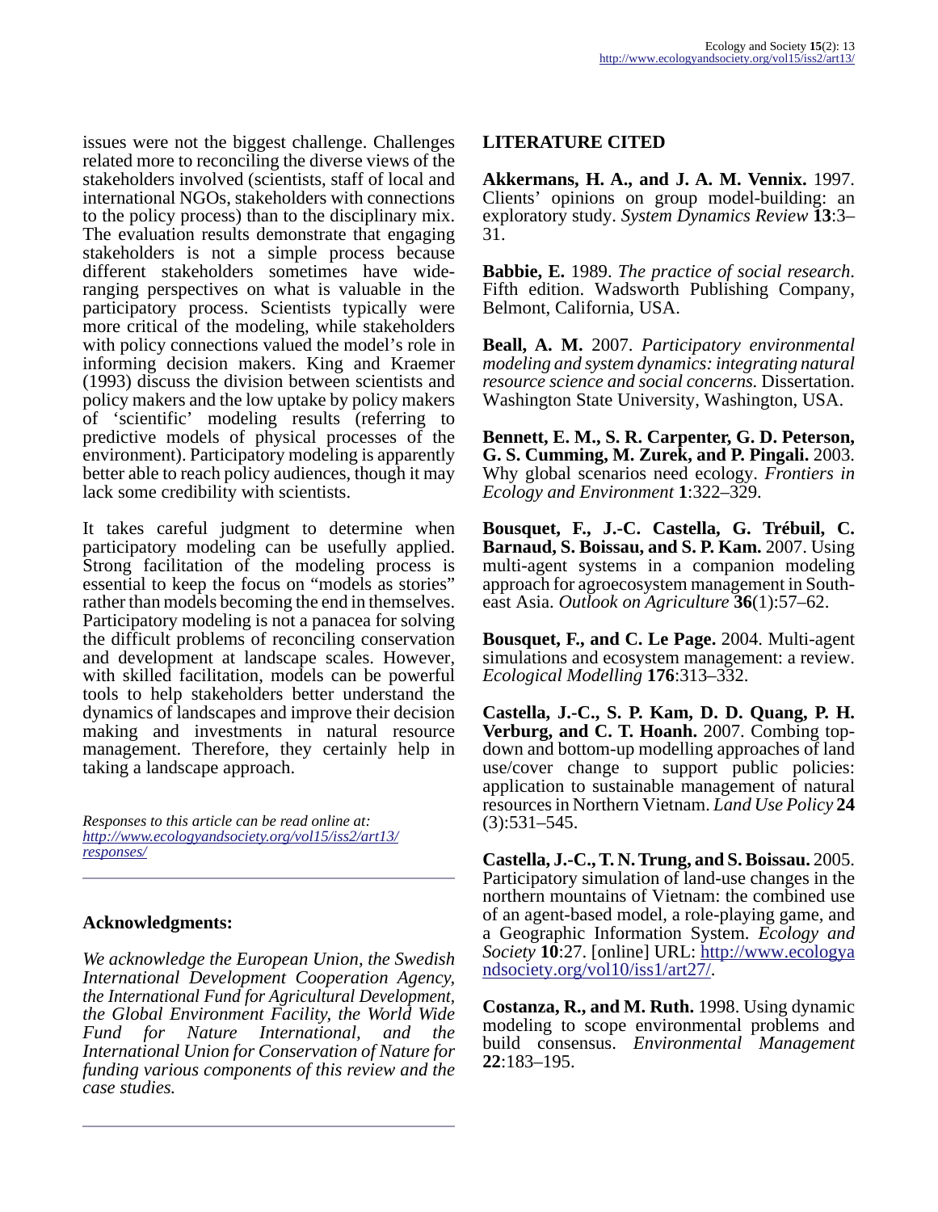issues were not the biggest challenge. Challenges related more to reconciling the diverse views of the stakeholders involved (scientists, staff of local and international NGOs, stakeholders with connections to the policy process) than to the disciplinary mix. The evaluation results demonstrate that engaging stakeholders is not a simple process because different stakeholders sometimes have wide-ranging perspectives on what is valuable in the participatory process. Scientists typically were more critical of the modeling, while stakeholders with policy connections valued the model's role in informing decision makers. King and Kraemer (1993) discuss the division between scientists and policy makers and the low uptake by policy makers of 'scientific' modeling results (referring to predictive models of physical processes of the environment). Participatory modeling is apparently better able to reach policy audiences, though it may lack some credibility with scientists.

It takes careful judgment to determine when participatory modeling can be usefully applied. Strong facilitation of the modeling process is essential to keep the focus on "models as stories" rather than models becoming the end in themselves. Participatory modeling is not a panacea for solving the difficult problems of reconciling conservation and development at landscape scales. However, with skilled facilitation, models can be powerful tools to help stakeholders better understand the dynamics of landscapes and improve their decision making and investments in natural resource management. Therefore, they certainly help in taking a landscape approach.

*Responses to this article can be read online at:*
*http://www.ecologyandsociety.org/vol15/iss2/art13/responses/*

## Acknowledgments:

*We acknowledge the European Union, the Swedish International Development Cooperation Agency, the International Fund for Agricultural Development, the Global Environment Facility, the World Wide Fund for Nature International, and the International Union for Conservation of Nature for funding various components of this review and the case studies.*

## LITERATURE CITED

**Akkermans, H. A., and J. A. M. Vennix.** 1997. Clients' opinions on group model-building: an exploratory study. *System Dynamics Review* **13**:3–31.

**Babbie, E.** 1989. *The practice of social research*. Fifth edition. Wadsworth Publishing Company, Belmont, California, USA.

**Beall, A. M.** 2007. *Participatory environmental modeling and system dynamics: integrating natural resource science and social concerns*. Dissertation. Washington State University, Washington, USA.

**Bennett, E. M., S. R. Carpenter, G. D. Peterson, G. S. Cumming, M. Zurek, and P. Pingali.** 2003. Why global scenarios need ecology. *Frontiers in Ecology and Environment* **1**:322–329.

**Bousquet, F., J.-C. Castella, G. Trébuil, C. Barnaud, S. Boissau, and S. P. Kam.** 2007. Using multi-agent systems in a companion modeling approach for agroecosystem management in South-east Asia. *Outlook on Agriculture* **36**(1):57–62.

**Bousquet, F., and C. Le Page.** 2004. Multi-agent simulations and ecosystem management: a review. *Ecological Modelling* **176**:313–332.

**Castella, J.-C., S. P. Kam, D. D. Quang, P. H. Verburg, and C. T. Hoanh.** 2007. Combing top-down and bottom-up modelling approaches of land use/cover change to support public policies: application to sustainable management of natural resources in Northern Vietnam. *Land Use Policy* **24**(3):531–545.

**Castella, J.-C., T. N. Trung, and S. Boissau.** 2005. Participatory simulation of land-use changes in the northern mountains of Vietnam: the combined use of an agent-based model, a role-playing game, and a Geographic Information System. *Ecology and Society* **10**:27. [online] URL: http://www.ecologyandsociety.org/vol10/iss1/art27/.

**Costanza, R., and M. Ruth.** 1998. Using dynamic modeling to scope environmental problems and build consensus. *Environmental Management* **22**:183–195.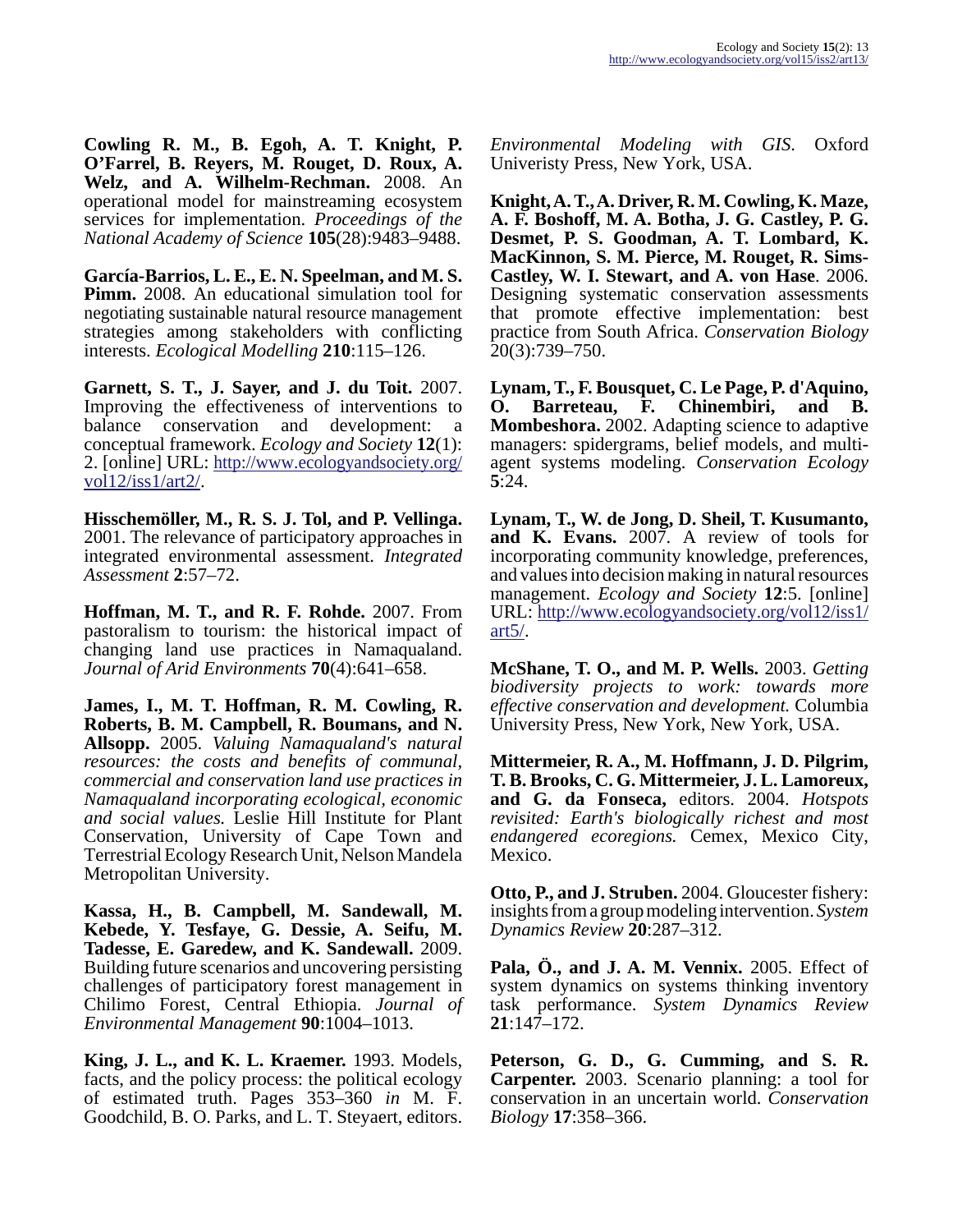**Cowling R. M., B. Egoh, A. T. Knight, P. O'Farrel, B. Reyers, M. Rouget, D. Roux, A. Welz, and A. Wilhelm-Rechman.** 2008. An operational model for mainstreaming ecosystem services for implementation. *Proceedings of the National Academy of Science* **105**(28):9483–9488.

**García-Barrios, L. E., E. N. Speelman, and M. S. Pimm.** 2008. An educational simulation tool for negotiating sustainable natural resource management strategies among stakeholders with conflicting interests. *Ecological Modelling* **210**:115–126.

**Garnett, S. T., J. Sayer, and J. du Toit.** 2007. Improving the effectiveness of interventions to balance conservation and development: a conceptual framework. *Ecology and Society* **12**(1): 2. [online] URL: http://www.ecologyandsociety.org/vol12/iss1/art2/.

**Hisschemöller, M., R. S. J. Tol, and P. Vellinga.** 2001. The relevance of participatory approaches in integrated environmental assessment. *Integrated Assessment* **2**:57–72.

**Hoffman, M. T., and R. F. Rohde.** 2007. From pastoralism to tourism: the historical impact of changing land use practices in Namaqualand. *Journal of Arid Environments* **70**(4):641–658.

**James, I., M. T. Hoffman, R. M. Cowling, R. Roberts, B. M. Campbell, R. Boumans, and N. Allsopp.** 2005. *Valuing Namaqualand's natural resources: the costs and benefits of communal, commercial and conservation land use practices in Namaqualand incorporating ecological, economic and social values.* Leslie Hill Institute for Plant Conservation, University of Cape Town and Terrestrial Ecology Research Unit, Nelson Mandela Metropolitan University.

**Kassa, H., B. Campbell, M. Sandewall, M. Kebede, Y. Tesfaye, G. Dessie, A. Seifu, M. Tadesse, E. Garedew, and K. Sandewall.** 2009. Building future scenarios and uncovering persisting challenges of participatory forest management in Chilimo Forest, Central Ethiopia. *Journal of Environmental Management* **90**:1004–1013.

**King, J. L., and K. L. Kraemer.** 1993. Models, facts, and the policy process: the political ecology of estimated truth. Pages 353–360 *in* M. F. Goodchild, B. O. Parks, and L. T. Steyaert, editors. *Environmental Modeling with GIS*. Oxford Univeristy Press, New York, USA.

**Knight, A. T., A. Driver, R. M. Cowling, K. Maze, A. F. Boshoff, M. A. Botha, J. G. Castley, P. G. Desmet, P. S. Goodman, A. T. Lombard, K. MacKinnon, S. M. Pierce, M. Rouget, R. Sims-Castley, W. I. Stewart, and A. von Hase**. 2006. Designing systematic conservation assessments that promote effective implementation: best practice from South Africa. *Conservation Biology* 20(3):739–750.

**Lynam, T., F. Bousquet, C. Le Page, P. d'Aquino, O. Barreteau, F. Chinembiri, and B. Mombeshora.** 2002. Adapting science to adaptive managers: spidergrams, belief models, and multi-agent systems modeling. *Conservation Ecology* **5**:24.

**Lynam, T., W. de Jong, D. Sheil, T. Kusumanto, and K. Evans.** 2007. A review of tools for incorporating community knowledge, preferences, and values into decision making in natural resources management. *Ecology and Society* **12**:5. [online] URL: http://www.ecologyandsociety.org/vol12/iss1/art5/.

**McShane, T. O., and M. P. Wells.** 2003. *Getting biodiversity projects to work: towards more effective conservation and development.* Columbia University Press, New York, New York, USA.

**Mittermeier, R. A., M. Hoffmann, J. D. Pilgrim, T. B. Brooks, C. G. Mittermeier, J. L. Lamoreux, and G. da Fonseca,** editors. 2004. *Hotspots revisited: Earth's biologically richest and most endangered ecoregions.* Cemex, Mexico City, Mexico.

**Otto, P., and J. Struben.** 2004. Gloucester fishery: insights from a group modeling intervention. *System Dynamics Review* **20**:287–312.

**Pala, Ö., and J. A. M. Vennix.** 2005. Effect of system dynamics on systems thinking inventory task performance. *System Dynamics Review* **21**:147–172.

**Peterson, G. D., G. Cumming, and S. R. Carpenter.** 2003. Scenario planning: a tool for conservation in an uncertain world. *Conservation Biology* **17**:358–366.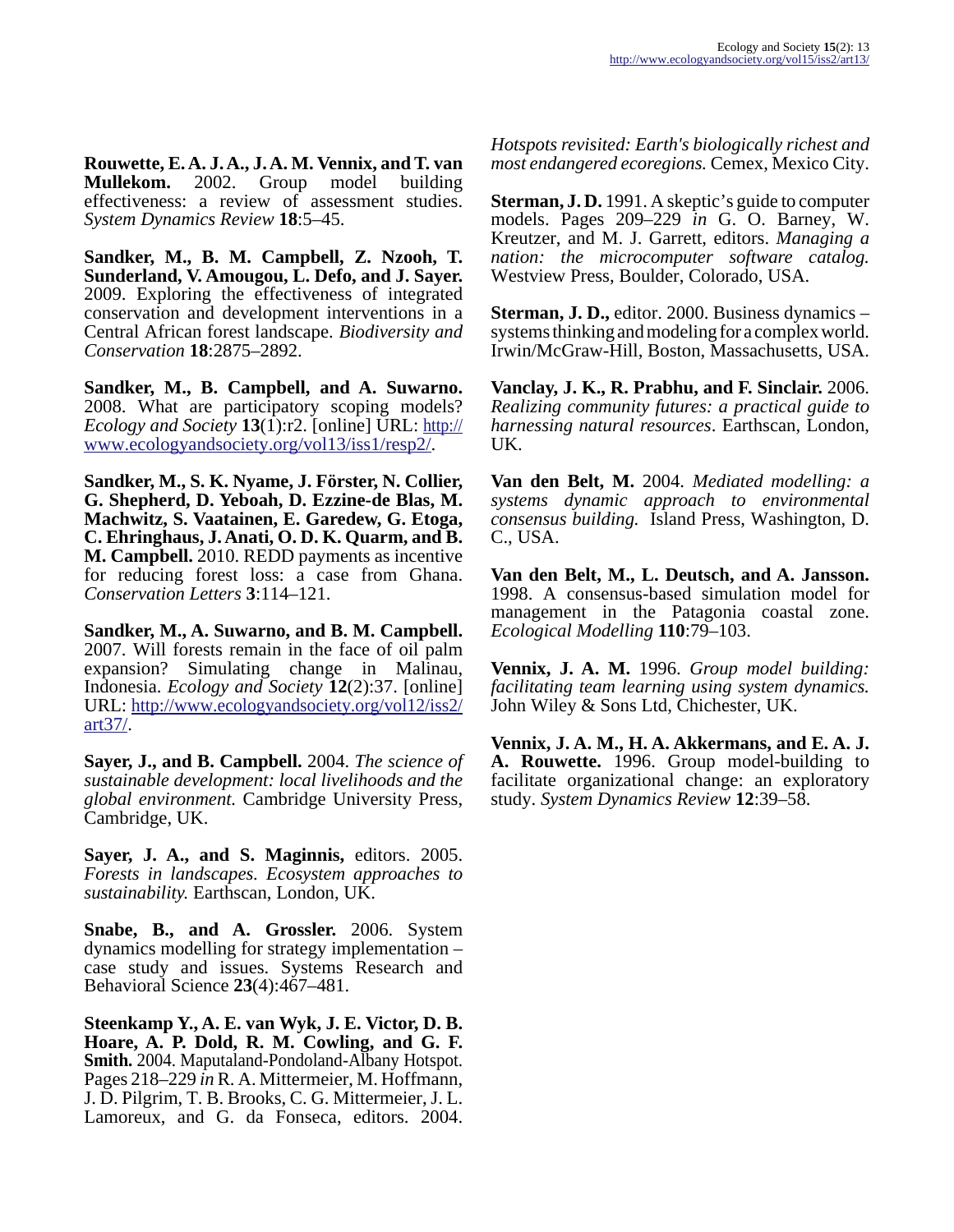**Rouwette, E. A. J. A., J. A. M. Vennix, and T. van Mullekom.** 2002. Group model building effectiveness: a review of assessment studies. *System Dynamics Review* **18**:5–45.

**Sandker, M., B. M. Campbell, Z. Nzooh, T. Sunderland, V. Amougou, L. Defo, and J. Sayer.** 2009. Exploring the effectiveness of integrated conservation and development interventions in a Central African forest landscape. *Biodiversity and Conservation* **18**:2875–2892.

**Sandker, M., B. Campbell, and A. Suwarno.** 2008. What are participatory scoping models? *Ecology and Society* **13**(1):r2. [online] URL: http://www.ecologyandsociety.org/vol13/iss1/resp2/.

**Sandker, M., S. K. Nyame, J. Förster, N. Collier, G. Shepherd, D. Yeboah, D. Ezzine-de Blas, M. Machwitz, S. Vaatainen, E. Garedew, G. Etoga, C. Ehringhaus, J. Anati, O. D. K. Quarm, and B. M. Campbell.** 2010. REDD payments as incentive for reducing forest loss: a case from Ghana. *Conservation Letters* **3**:114–121.

**Sandker, M., A. Suwarno, and B. M. Campbell.** 2007. Will forests remain in the face of oil palm expansion? Simulating change in Malinau, Indonesia. *Ecology and Society* **12**(2):37. [online] URL: http://www.ecologyandsociety.org/vol12/iss2/art37/.

**Sayer, J., and B. Campbell.** 2004. *The science of sustainable development: local livelihoods and the global environment.* Cambridge University Press, Cambridge, UK.

**Sayer, J. A., and S. Maginnis,** editors. 2005. *Forests in landscapes. Ecosystem approaches to sustainability.* Earthscan, London, UK.

**Snabe, B., and A. Grossler.** 2006. System dynamics modelling for strategy implementation – case study and issues. Systems Research and Behavioral Science **23**(4):467–481.

**Steenkamp Y., A. E. van Wyk, J. E. Victor, D. B. Hoare, A. P. Dold, R. M. Cowling, and G. F. Smith.** 2004. Maputaland-Pondoland-Albany Hotspot. Pages 218–229 *in* R. A. Mittermeier, M. Hoffmann, J. D. Pilgrim, T. B. Brooks, C. G. Mittermeier, J. L. Lamoreux, and G. da Fonseca, editors. 2004. *Hotspots revisited: Earth's biologically richest and most endangered ecoregions.* Cemex, Mexico City.

**Sterman, J. D.** 1991. A skeptic's guide to computer models. Pages 209–229 *in* G. O. Barney, W. Kreutzer, and M. J. Garrett, editors. *Managing a nation: the microcomputer software catalog.* Westview Press, Boulder, Colorado, USA.

**Sterman, J. D.,** editor. 2000. Business dynamics – systems thinking and modeling for a complex world. Irwin/McGraw-Hill, Boston, Massachusetts, USA.

**Vanclay, J. K., R. Prabhu, and F. Sinclair.** 2006. *Realizing community futures: a practical guide to harnessing natural resources*. Earthscan, London, UK.

**Van den Belt, M.** 2004. *Mediated modelling: a systems dynamic approach to environmental consensus building.* Island Press, Washington, D. C., USA.

**Van den Belt, M., L. Deutsch, and A. Jansson.** 1998. A consensus-based simulation model for management in the Patagonia coastal zone. *Ecological Modelling* **110**:79–103.

**Vennix, J. A. M.** 1996. *Group model building: facilitating team learning using system dynamics.* John Wiley & Sons Ltd, Chichester, UK.

**Vennix, J. A. M., H. A. Akkermans, and E. A. J. A. Rouwette.** 1996. Group model-building to facilitate organizational change: an exploratory study. *System Dynamics Review* **12**:39–58.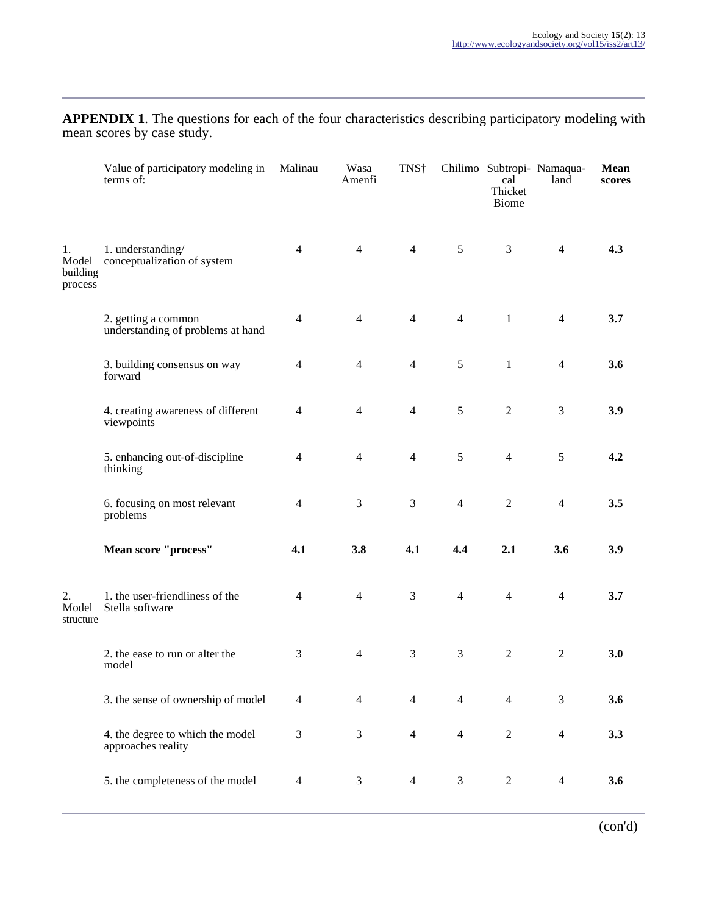**APPENDIX 1**. The questions for each of the four characteristics describing participatory modeling with mean scores by case study.

| | Value of participatory modeling in terms of: | Malinau | Wasa Amenfi | TNS† | Chilimo | Subtropical Thicket Biome | Namaqualand | **Mean scores** |
|---|---|---|---|---|---|---|---|---|
| 1. Model building process | 1. understanding/ conceptualization of system | 4 | 4 | 4 | 5 | 3 | 4 | **4.3** |
| | 2. getting a common understanding of problems at hand | 4 | 4 | 4 | 4 | 1 | 4 | **3.7** |
| | 3. building consensus on way forward | 4 | 4 | 4 | 5 | 1 | 4 | **3.6** |
| | 4. creating awareness of different viewpoints | 4 | 4 | 4 | 5 | 2 | 3 | **3.9** |
| | 5. enhancing out-of-discipline thinking | 4 | 4 | 4 | 5 | 4 | 5 | **4.2** |
| | 6. focusing on most relevant problems | 4 | 3 | 3 | 4 | 2 | 4 | **3.5** |
| | **Mean score "process"** | **4.1** | **3.8** | **4.1** | **4.4** | **2.1** | **3.6** | **3.9** |
| 2. Model structure | 1. the user-friendliness of the Stella software | 4 | 4 | 3 | 4 | 4 | 4 | **3.7** |
| | 2. the ease to run or alter the model | 3 | 4 | 3 | 3 | 2 | 2 | **3.0** |
| | 3. the sense of ownership of model | 4 | 4 | 4 | 4 | 4 | 3 | **3.6** |
| | 4. the degree to which the model approaches reality | 3 | 3 | 4 | 4 | 2 | 4 | **3.3** |
| | 5. the completeness of the model | 4 | 3 | 4 | 3 | 2 | 4 | **3.6** |

(con'd)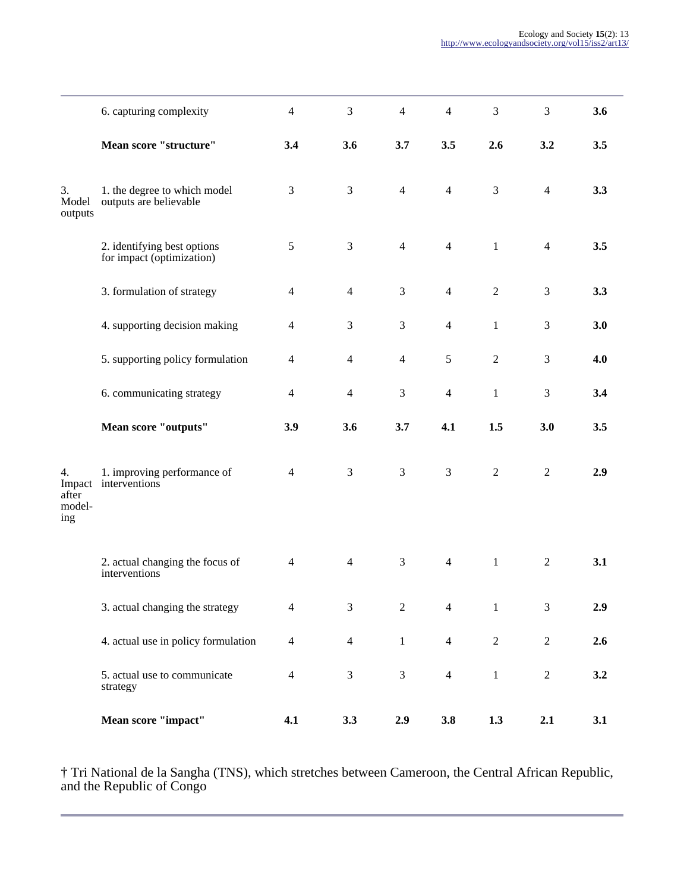| | | | | | | | | |
|---|---|---|---|---|---|---|---|---|
| | 6. capturing complexity | 4 | 3 | 4 | 4 | 3 | 3 | **3.6** |
| | **Mean score "structure"** | **3.4** | **3.6** | **3.7** | **3.5** | **2.6** | **3.2** | **3.5** |
| 3. Model outputs | 1. the degree to which model outputs are believable | 3 | 3 | 4 | 4 | 3 | 4 | **3.3** |
| | 2. identifying best options for impact (optimization) | 5 | 3 | 4 | 4 | 1 | 4 | **3.5** |
| | 3. formulation of strategy | 4 | 4 | 3 | 4 | 2 | 3 | **3.3** |
| | 4. supporting decision making | 4 | 3 | 3 | 4 | 1 | 3 | **3.0** |
| | 5. supporting policy formulation | 4 | 4 | 4 | 5 | 2 | 3 | **4.0** |
| | 6. communicating strategy | 4 | 4 | 3 | 4 | 1 | 3 | **3.4** |
| | **Mean score "outputs"** | **3.9** | **3.6** | **3.7** | **4.1** | **1.5** | **3.0** | **3.5** |
| 4. Impact after model-ing | 1. improving performance of interventions | 4 | 3 | 3 | 3 | 2 | 2 | **2.9** |
| | 2. actual changing the focus of interventions | 4 | 4 | 3 | 4 | 1 | 2 | **3.1** |
| | 3. actual changing the strategy | 4 | 3 | 2 | 4 | 1 | 3 | **2.9** |
| | 4. actual use in policy formulation | 4 | 4 | 1 | 4 | 2 | 2 | **2.6** |
| | 5. actual use to communicate strategy | 4 | 3 | 3 | 4 | 1 | 2 | **3.2** |
| | **Mean score "impact"** | **4.1** | **3.3** | **2.9** | **3.8** | **1.3** | **2.1** | **3.1** |

† Tri National de la Sangha (TNS), which stretches between Cameroon, the Central African Republic, and the Republic of Congo